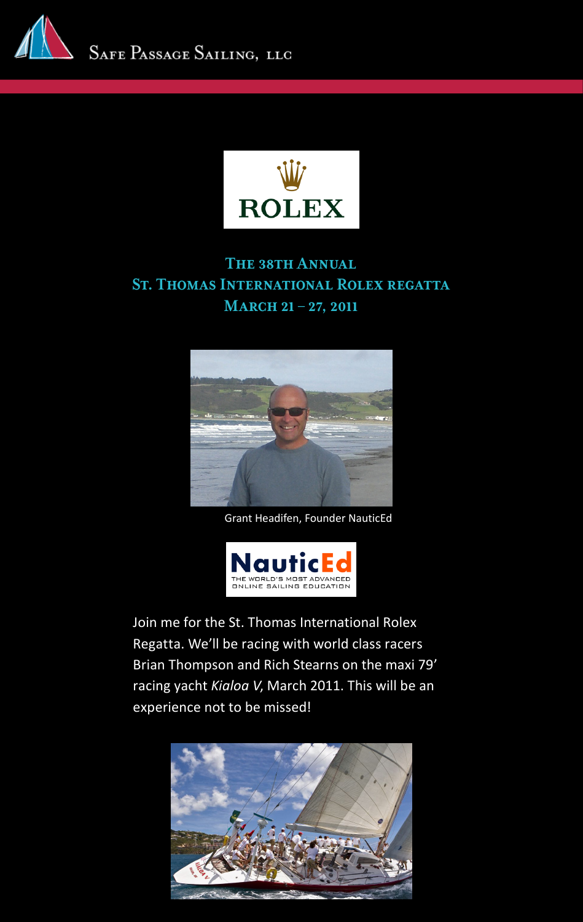Safe Passage Sailing, LLC

ROLEX

# The 38th Annual St. Thomas International Rolex Regatta March 21 – 27, 2011

Grant Headifen, Founder NauticEd

NauticEd
THE WORLD'S MOST ADVANCED ONLINE SAILING EDUCATION

Join me for the St. Thomas International Rolex Regatta. We'll be racing with world class racers Brian Thompson and Rich Stearns on the maxi 79' racing yacht *Kialoa V*, March 2011. This will be an experience not to be missed!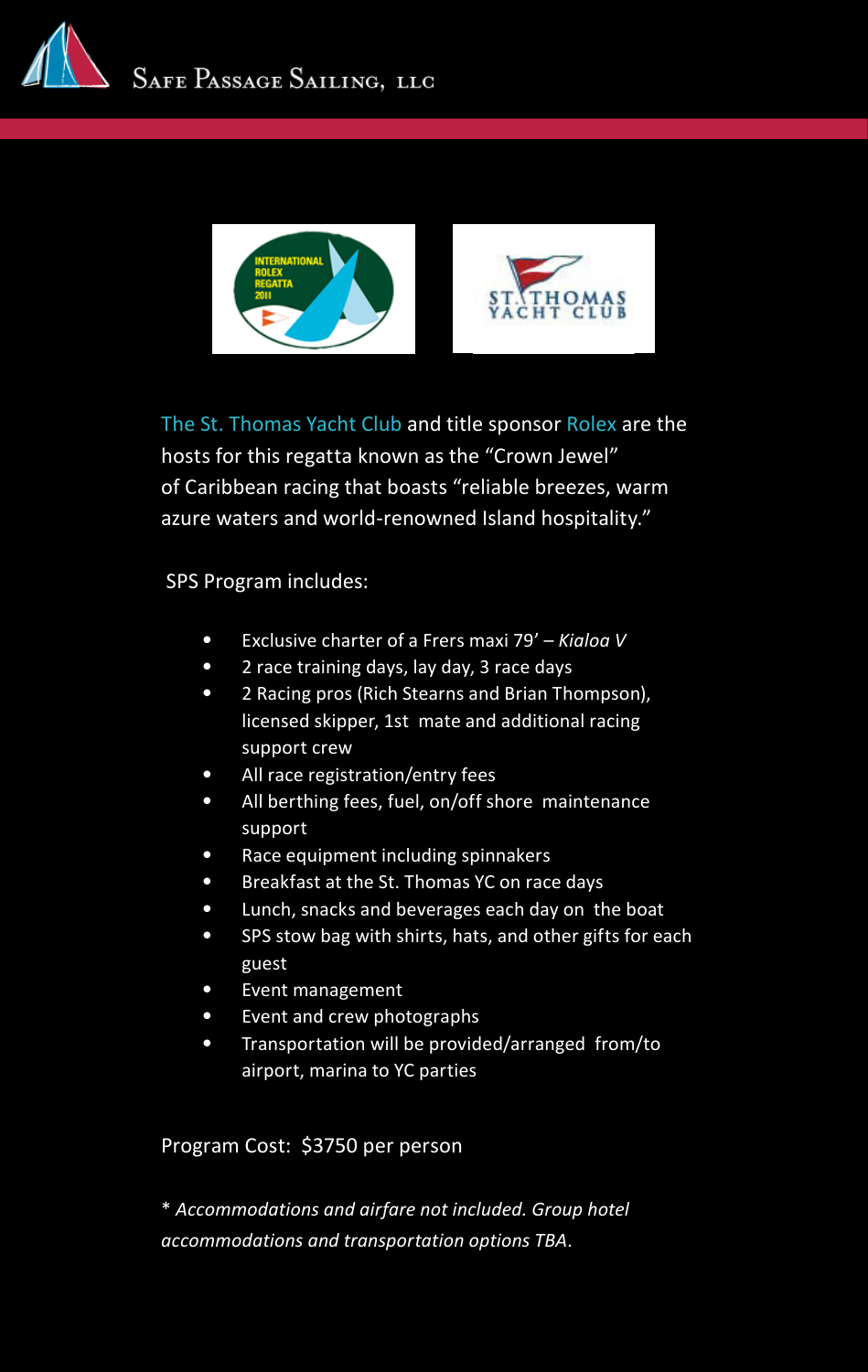The St. Thomas Yacht Club and title sponsor Rolex are the hosts for this regatta known as the "Crown Jewel" of Caribbean racing that boasts "reliable breezes, warm azure waters and world-renowned Island hospitality."

SPS Program includes:

- Exclusive charter of a Frers maxi 79' – *Kialoa V*
- 2 race training days, lay day, 3 race days
- 2 Racing pros (Rich Stearns and Brian Thompson), licensed skipper, 1st mate and additional racing support crew
- All race registration/entry fees
- All berthing fees, fuel, on/off shore maintenance support
- Race equipment including spinnakers
- Breakfast at the St. Thomas YC on race days
- Lunch, snacks and beverages each day on the boat
- SPS stow bag with shirts, hats, and other gifts for each guest
- Event management
- Event and crew photographs
- Transportation will be provided/arranged from/to airport, marina to YC parties

Program Cost: $3750 per person

*\* Accommodations and airfare not included. Group hotel accommodations and transportation options TBA.*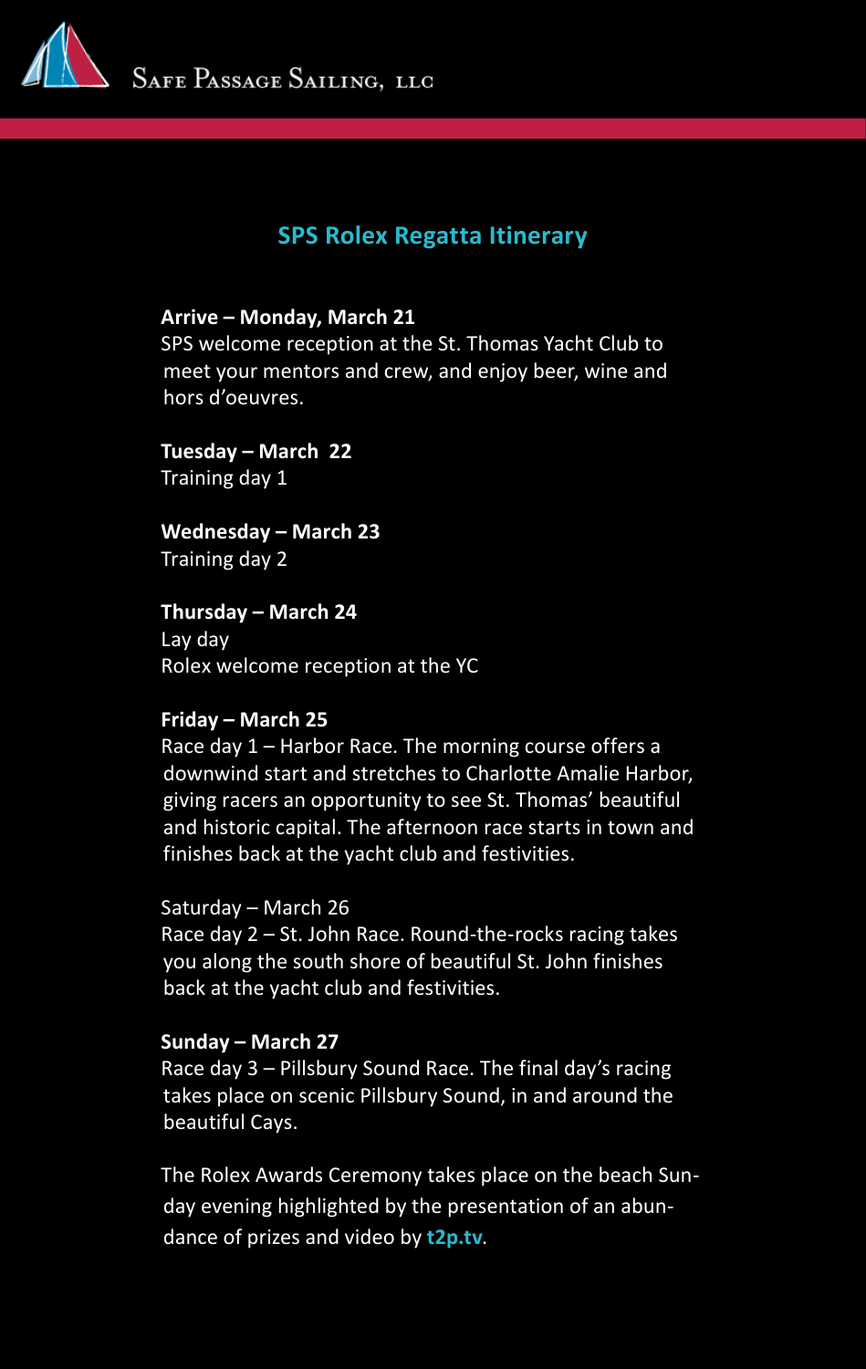Safe Passage Sailing, LLC

## SPS Rolex Regatta Itinerary

**Arrive – Monday, March 21**
SPS welcome reception at the St. Thomas Yacht Club to meet your mentors and crew, and enjoy beer, wine and hors d'oeuvres.

**Tuesday – March 22**
Training day 1

**Wednesday – March 23**
Training day 2

**Thursday – March 24**
Lay day
Rolex welcome reception at the YC

**Friday – March 25**
Race day 1 – Harbor Race. The morning course offers a downwind start and stretches to Charlotte Amalie Harbor, giving racers an opportunity to see St. Thomas' beautiful and historic capital. The afternoon race starts in town and finishes back at the yacht club and festivities.

Saturday – March 26
Race day 2 – St. John Race. Round-the-rocks racing takes you along the south shore of beautiful St. John finishes back at the yacht club and festivities.

**Sunday – March 27**
Race day 3 – Pillsbury Sound Race. The final day's racing takes place on scenic Pillsbury Sound, in and around the beautiful Cays.

The Rolex Awards Ceremony takes place on the beach Sunday evening highlighted by the presentation of an abundance of prizes and video by **t2p.tv**.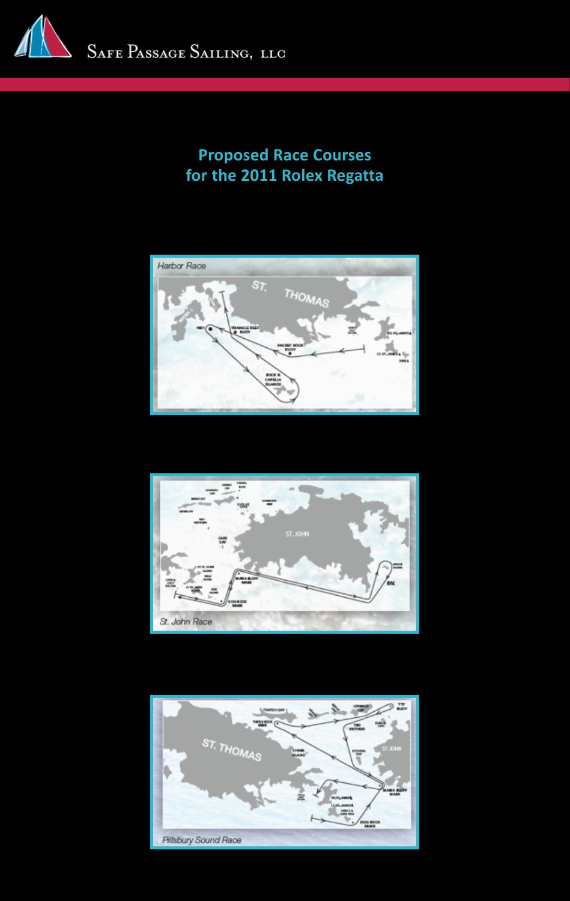## Proposed Race Courses for the 2011 Rolex Regatta

Harbor Race

St. John Race

Pillsbury Sound Race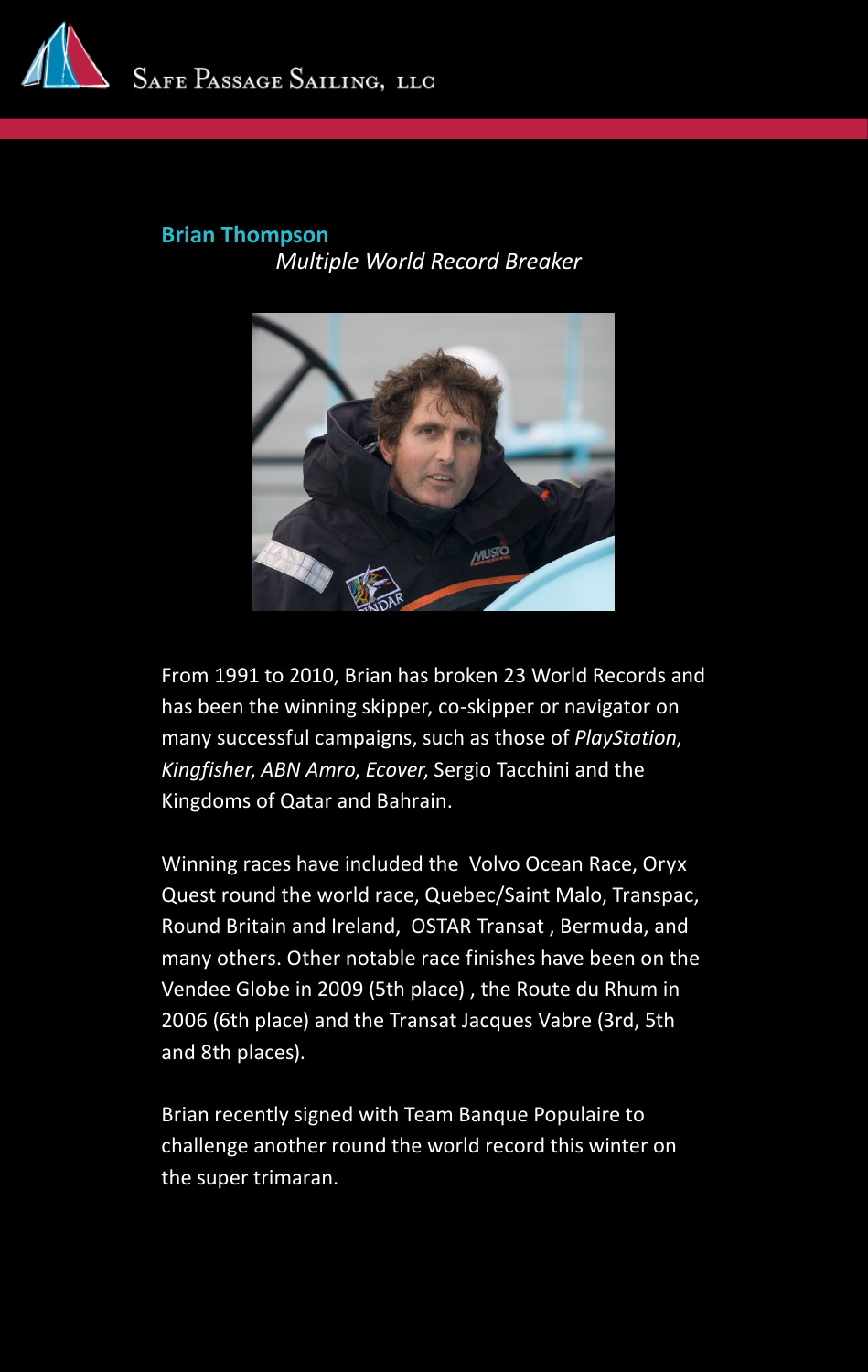**Brian Thompson**

*Multiple World Record Breaker*

From 1991 to 2010, Brian has broken 23 World Records and has been the winning skipper, co-skipper or navigator on many successful campaigns, such as those of *PlayStation*, *Kingfisher*, *ABN Amro*, *Ecover*, Sergio Tacchini and the Kingdoms of Qatar and Bahrain.

Winning races have included the Volvo Ocean Race, Oryx Quest round the world race, Quebec/Saint Malo, Transpac, Round Britain and Ireland, OSTAR Transat , Bermuda, and many others. Other notable race finishes have been on the Vendee Globe in 2009 (5th place) , the Route du Rhum in 2006 (6th place) and the Transat Jacques Vabre (3rd, 5th and 8th places).

Brian recently signed with Team Banque Populaire to challenge another round the world record this winter on the super trimaran.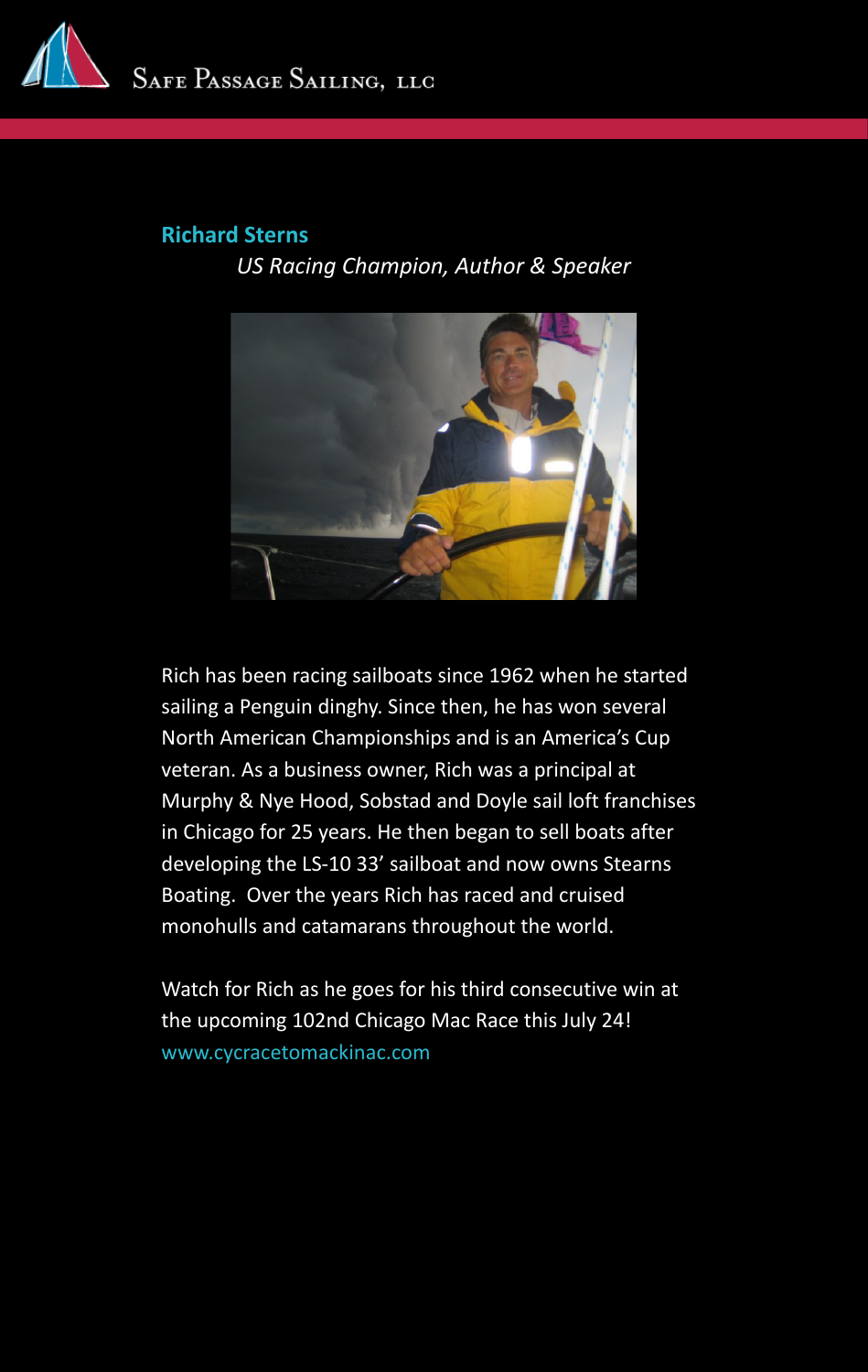Safe Passage Sailing, LLC

## Richard Sterns

*US Racing Champion, Author & Speaker*

Rich has been racing sailboats since 1962 when he started sailing a Penguin dinghy. Since then, he has won several North American Championships and is an America's Cup veteran. As a business owner, Rich was a principal at Murphy & Nye Hood, Sobstad and Doyle sail loft franchises in Chicago for 25 years. He then began to sell boats after developing the LS-10 33' sailboat and now owns Stearns Boating. Over the years Rich has raced and cruised monohulls and catamarans throughout the world.

Watch for Rich as he goes for his third consecutive win at the upcoming 102nd Chicago Mac Race this July 24!
www.cycracetomackinac.com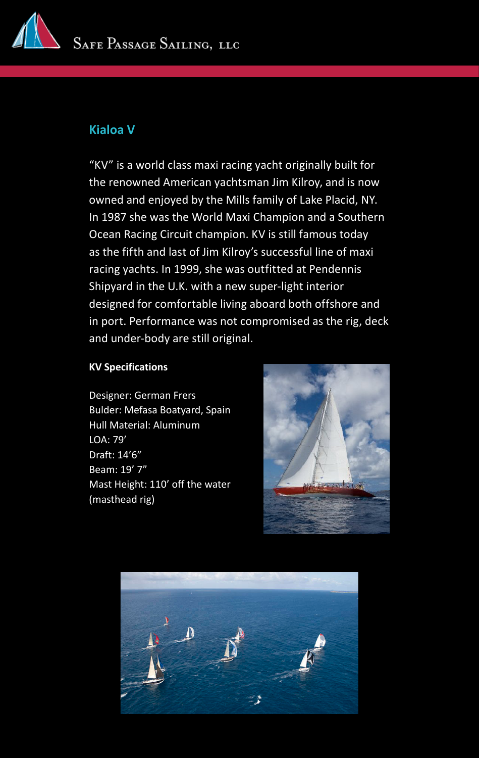## Kialoa V

"KV" is a world class maxi racing yacht originally built for the renowned American yachtsman Jim Kilroy, and is now owned and enjoyed by the Mills family of Lake Placid, NY. In 1987 she was the World Maxi Champion and a Southern Ocean Racing Circuit champion. KV is still famous today as the fifth and last of Jim Kilroy's successful line of maxi racing yachts. In 1999, she was outfitted at Pendennis Shipyard in the U.K. with a new super-light interior designed for comfortable living aboard both offshore and in port. Performance was not compromised as the rig, deck and under-body are still original.

**KV Specifications**

Designer: German Frers
Bulder: Mefasa Boatyard, Spain
Hull Material: Aluminum
LOA: 79'
Draft: 14'6"
Beam: 19' 7"
Mast Height: 110' off the water (masthead rig)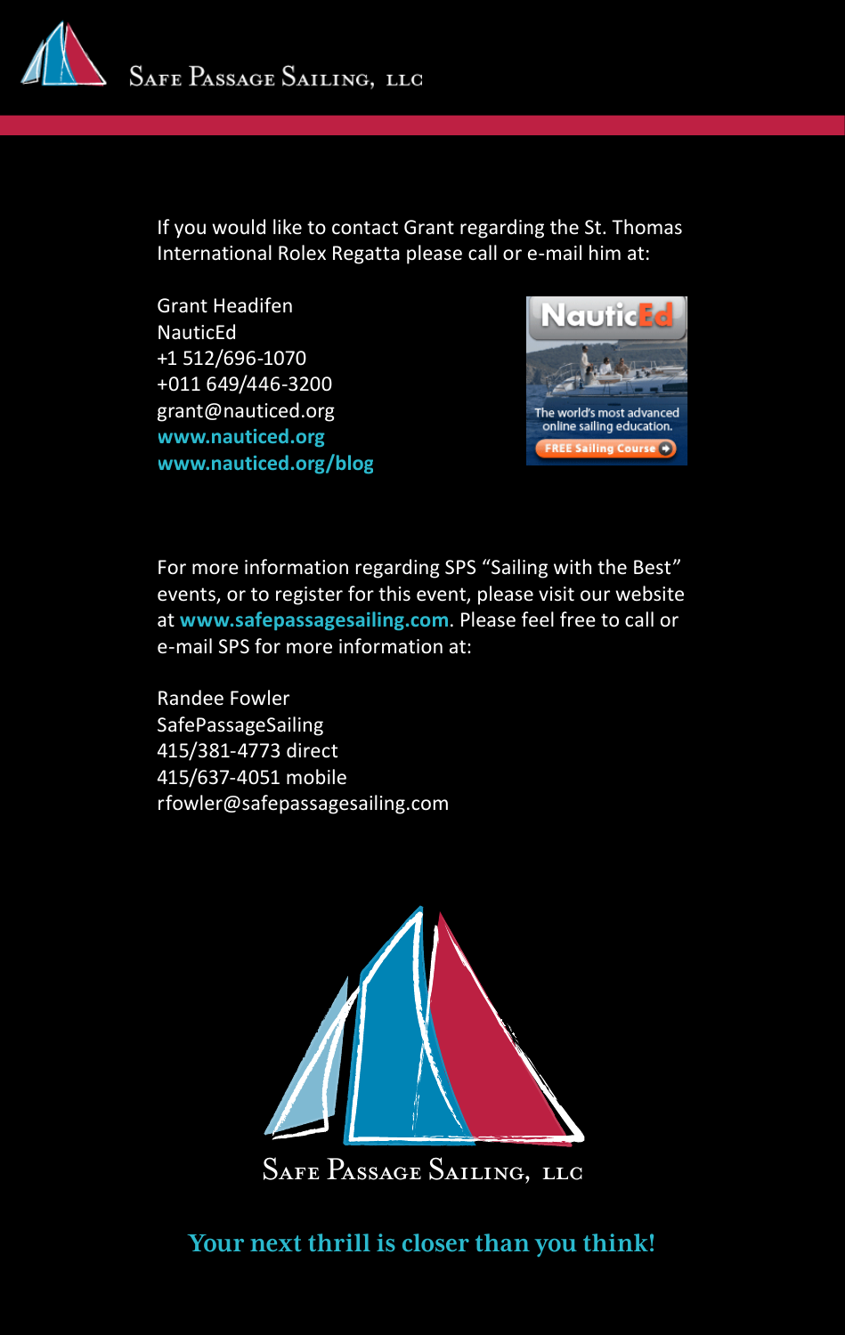If you would like to contact Grant regarding the St. Thomas International Rolex Regatta please call or e-mail him at:

Grant Headifen
NauticEd
+1 512/696-1070
+011 649/446-3200
grant@nauticed.org
**www.nauticed.org**
**www.nauticed.org/blog**

For more information regarding SPS "Sailing with the Best" events, or to register for this event, please visit our website at **www.safepassagesailing.com**. Please feel free to call or e-mail SPS for more information at:

Randee Fowler
SafePassageSailing
415/381-4773 direct
415/637-4051 mobile
rfowler@safepassagesailing.com

Safe Passage Sailing, LLC

Your next thrill is closer than you think!